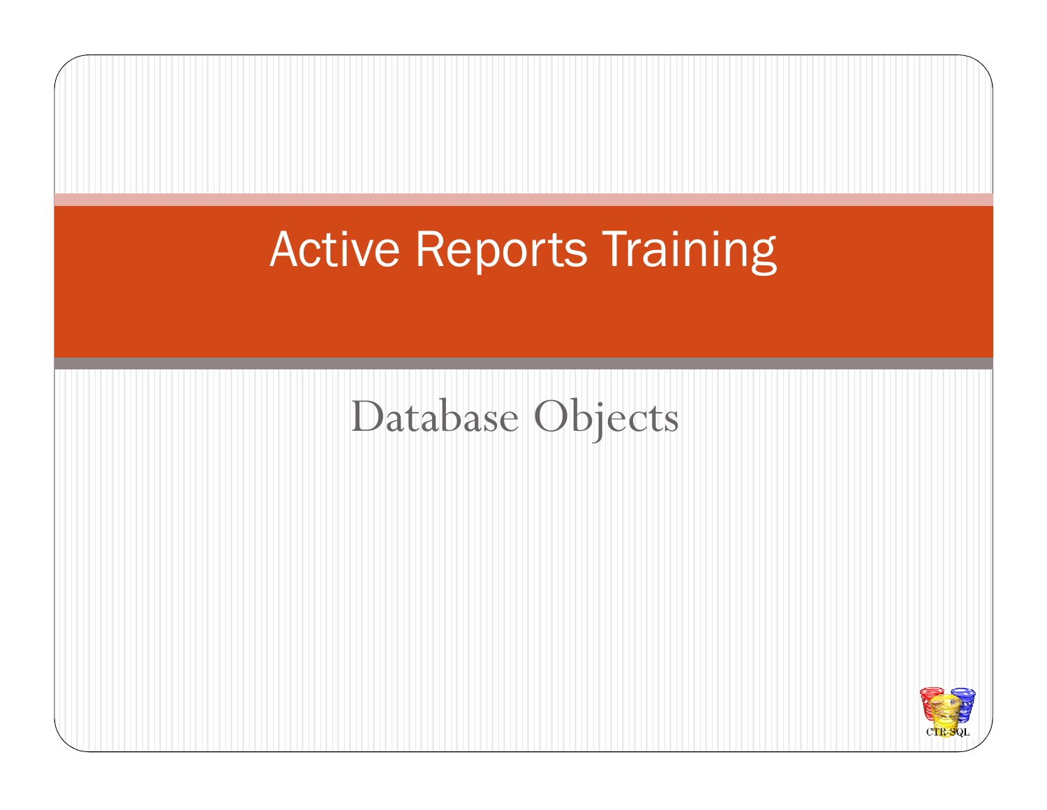# Active Reports Training

## Database Objects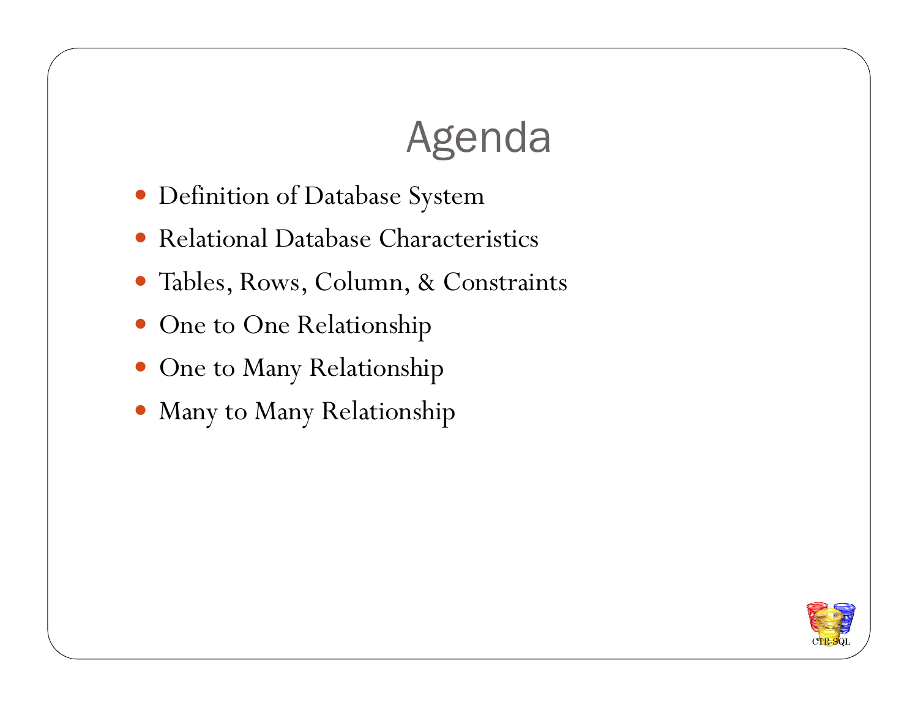# Agenda

- Definition of Database System
- Relational Database Characteristics
- Tables, Rows, Column, & Constraints
- One to One Relationship
- One to Many Relationship
- Many to Many Relationship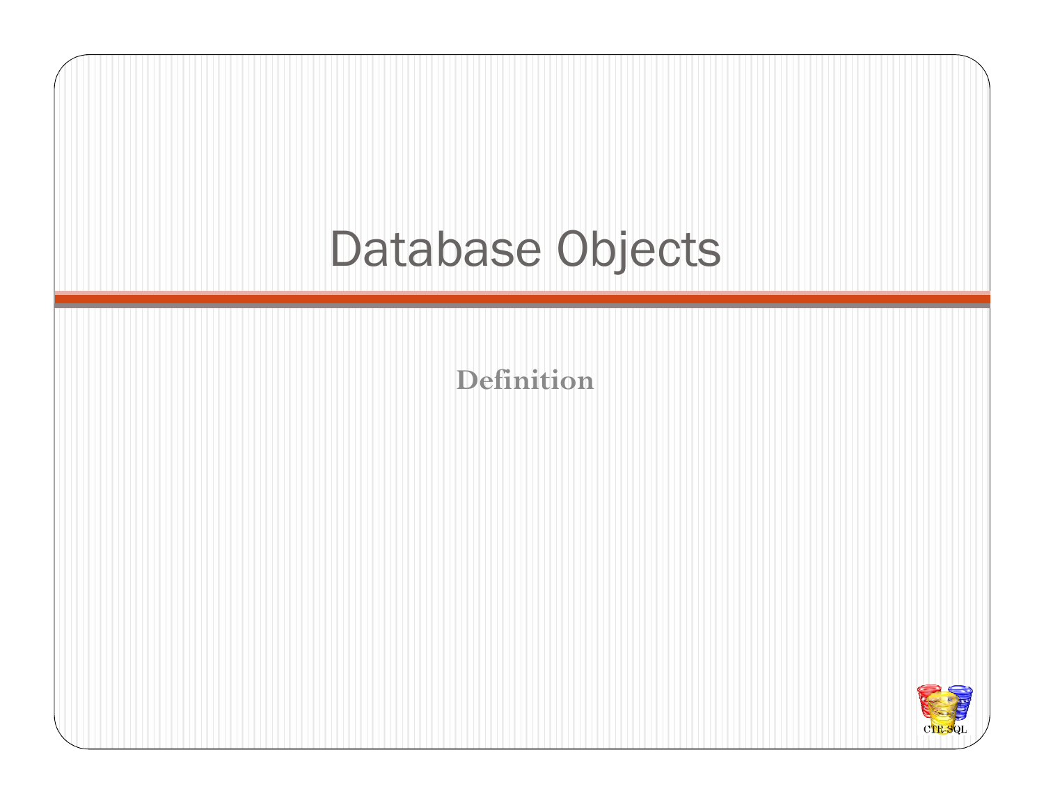# Database Objects

**Definition**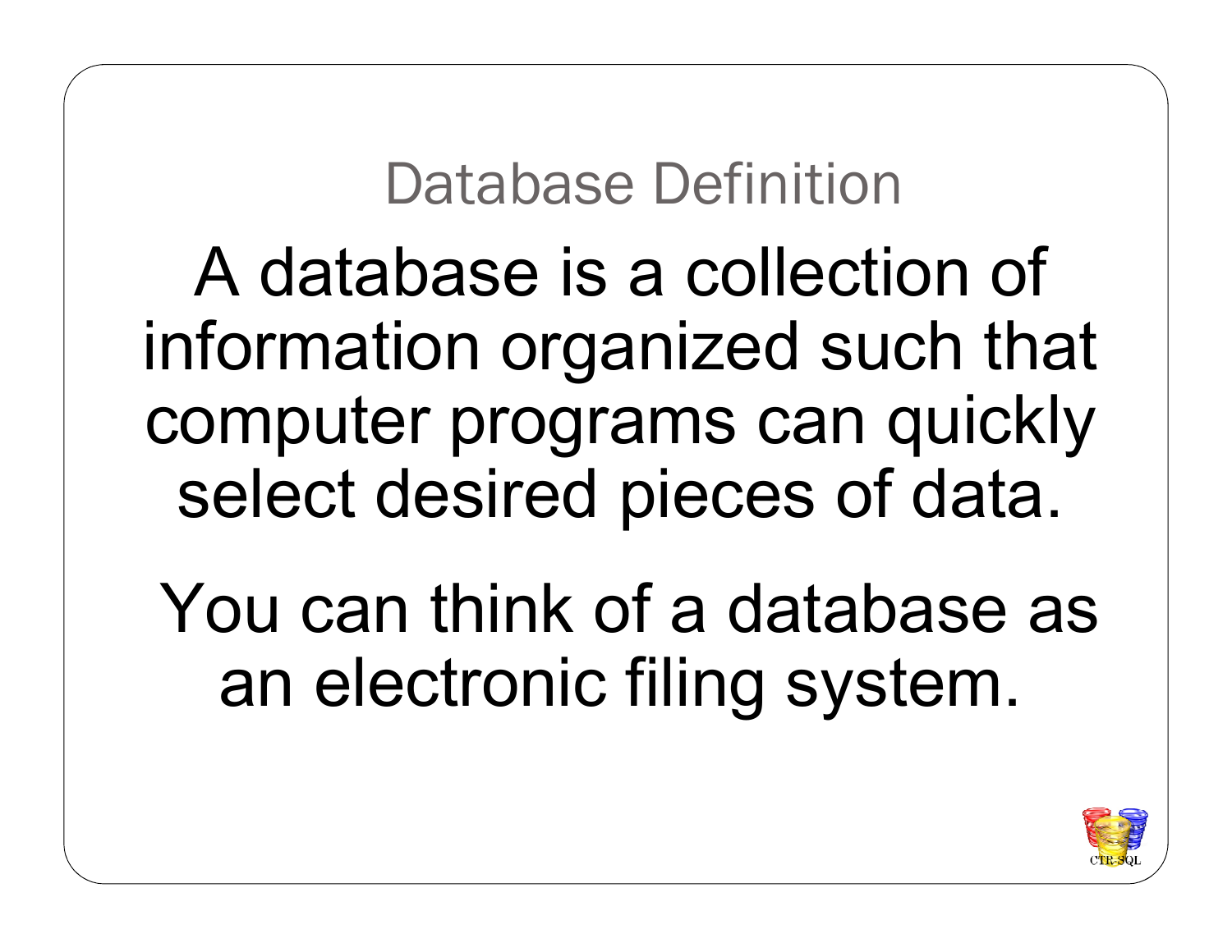# Database Definition

A database is a collection of information organized such that computer programs can quickly select desired pieces of data.

You can think of a database as an electronic filing system.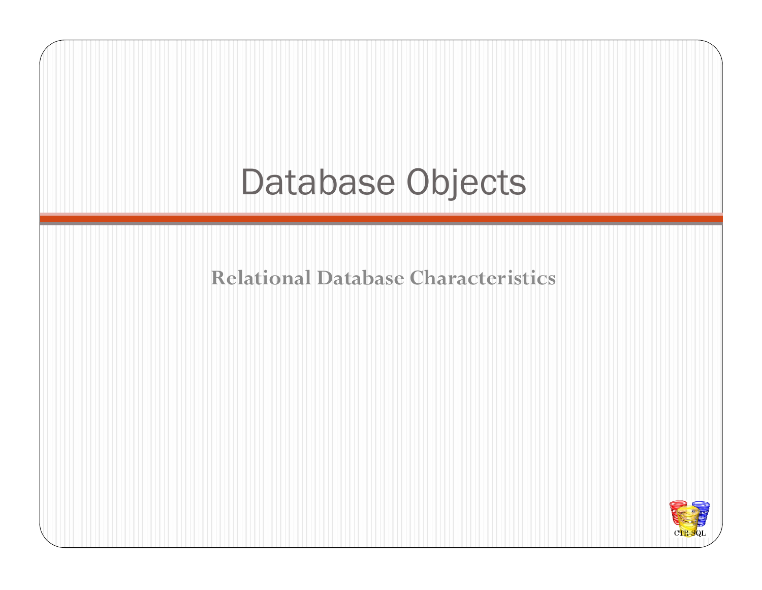# Database Objects

**Relational Database Characteristics**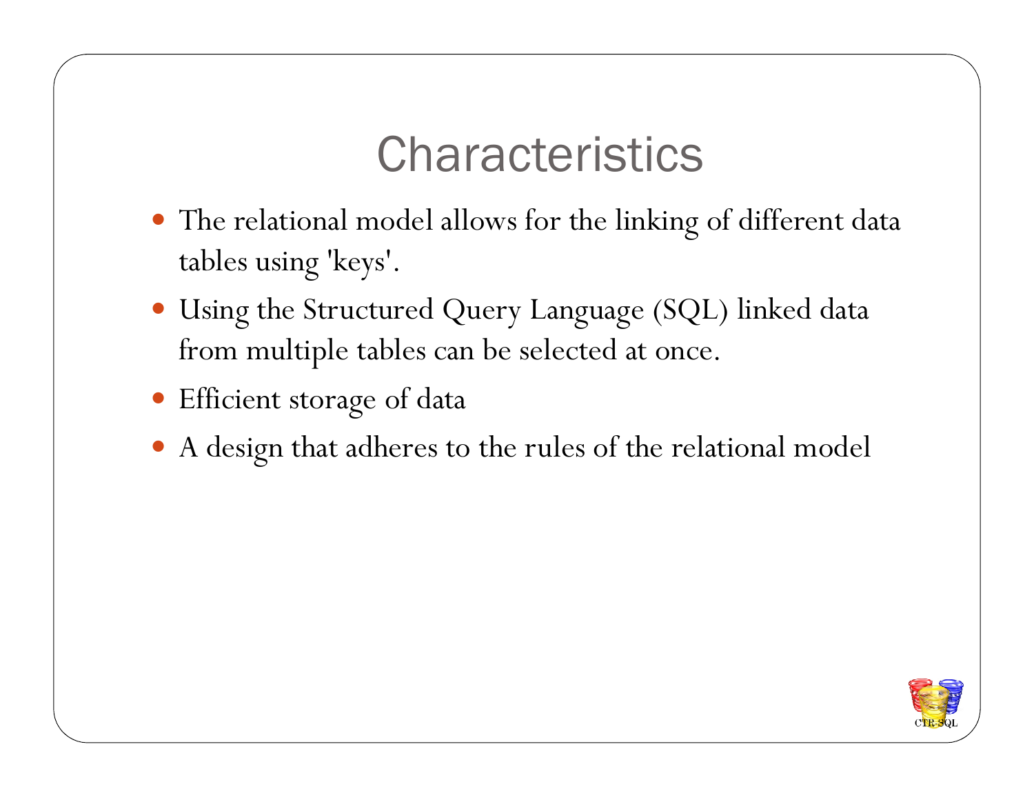# Characteristics

- The relational model allows for the linking of different data tables using 'keys'.
- Using the Structured Query Language (SQL) linked data from multiple tables can be selected at once.
- Efficient storage of data
- A design that adheres to the rules of the relational model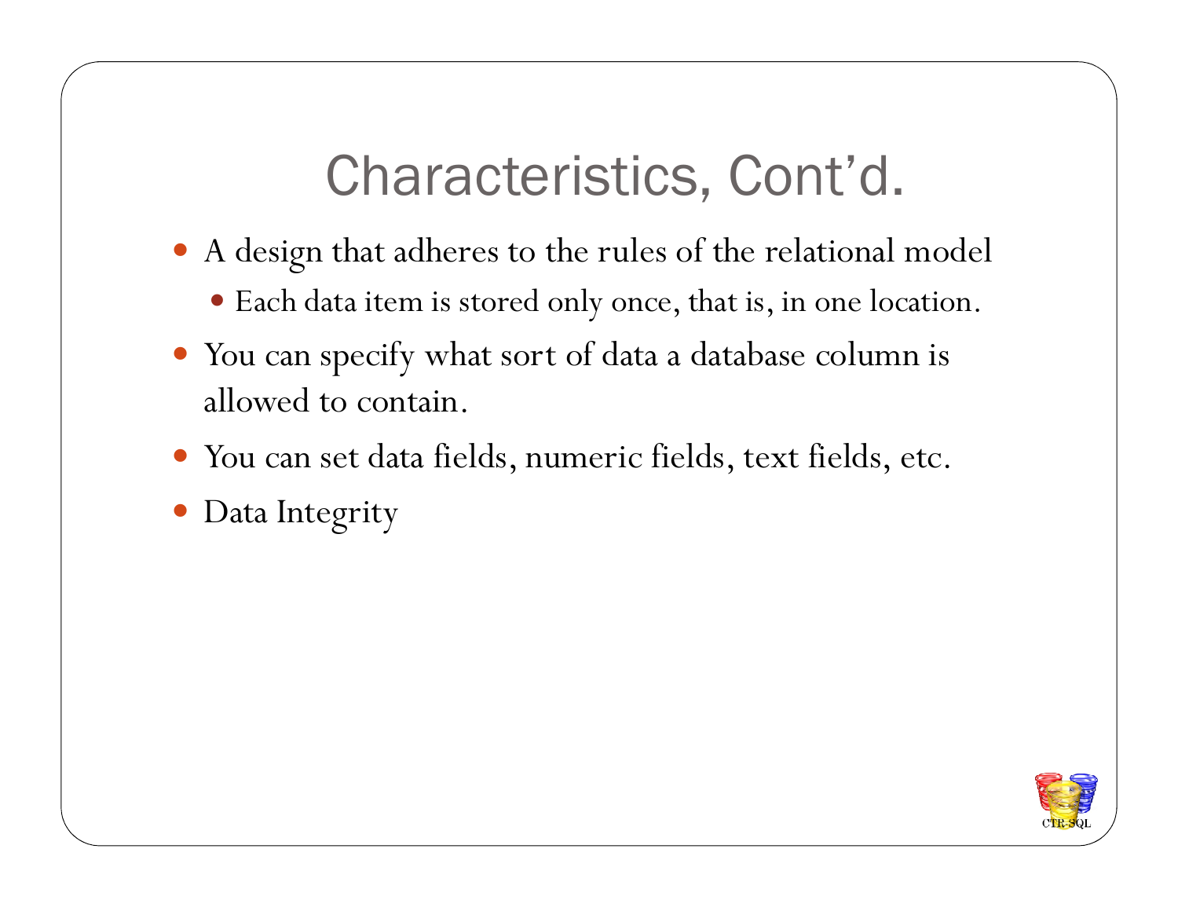# Characteristics, Cont'd.

- A design that adheres to the rules of the relational model
  - Each data item is stored only once, that is, in one location.
- You can specify what sort of data a database column is allowed to contain.
- You can set data fields, numeric fields, text fields, etc.
- Data Integrity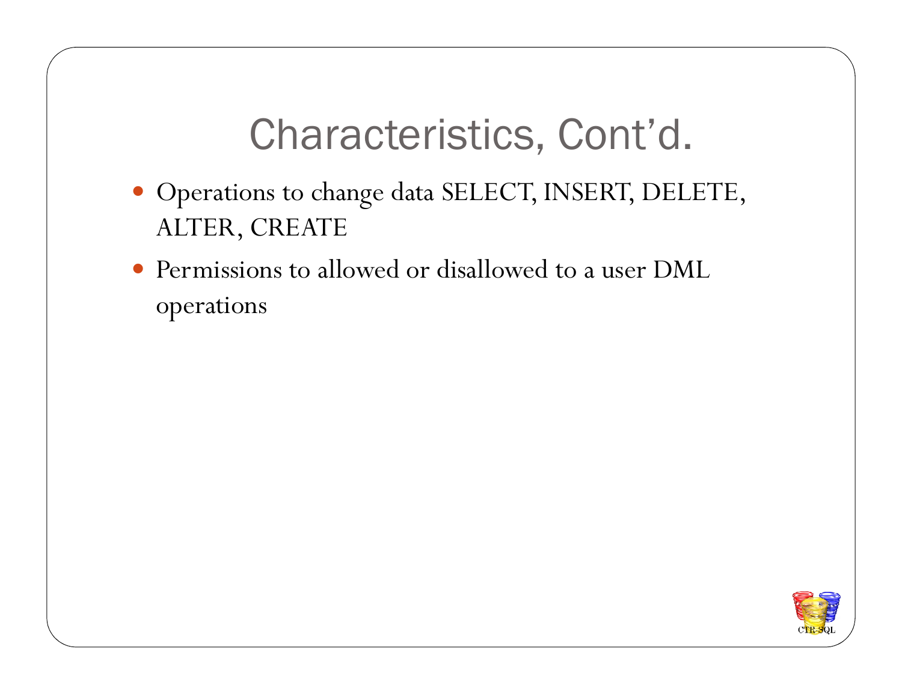# Characteristics, Cont'd.

- Operations to change data SELECT, INSERT, DELETE, ALTER, CREATE
- Permissions to allowed or disallowed to a user DML operations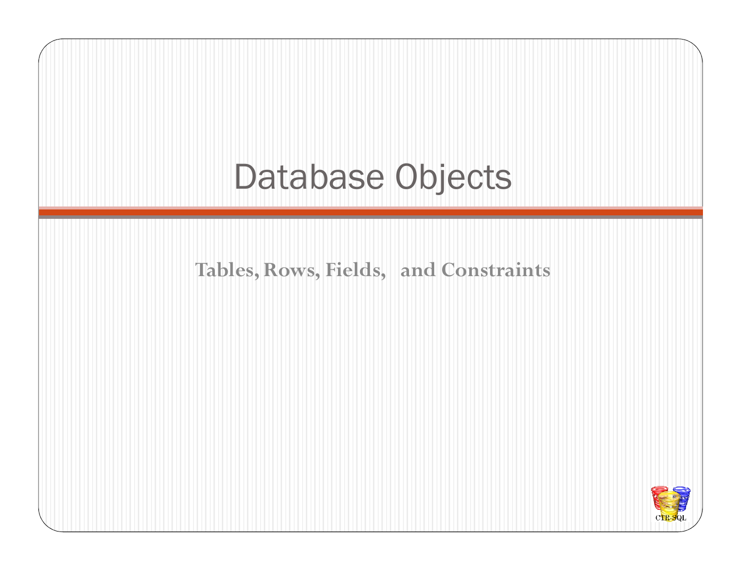# Database Objects

**Tables, Rows, Fields, and Constraints**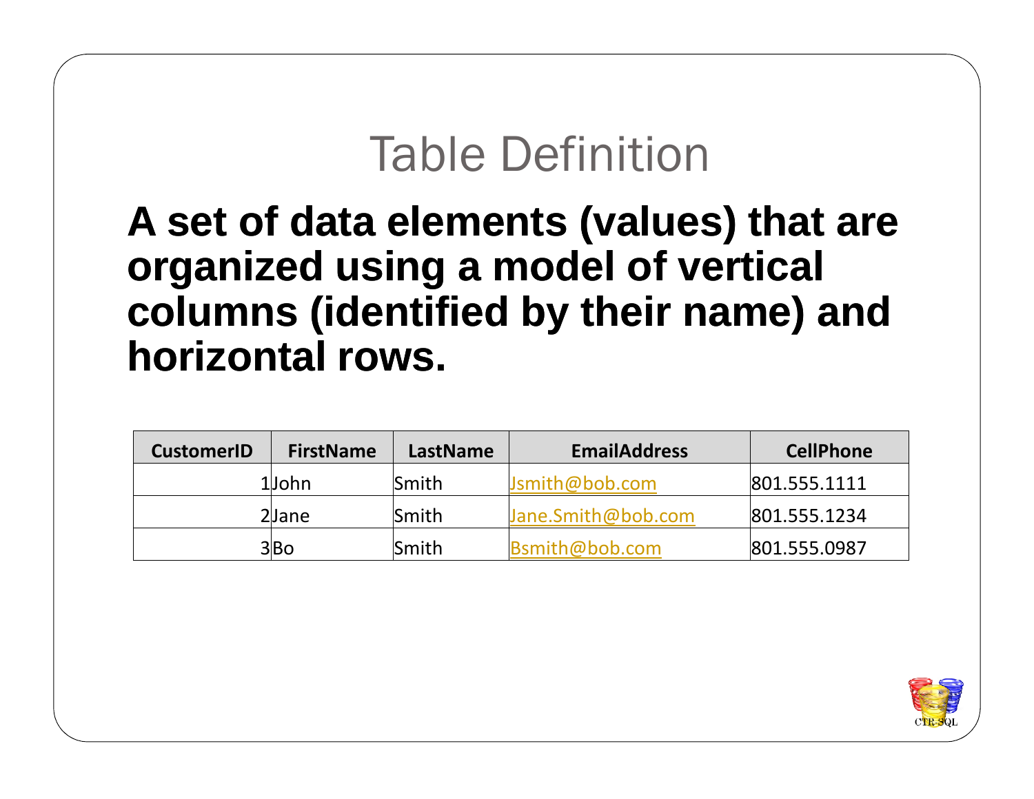# Table Definition

**A set of data elements (values) that are organized using a model of vertical columns (identified by their name) and horizontal rows.**

| CustomerID | FirstName | LastName | EmailAddress | CellPhone |
|---|---|---|---|---|
| 1 | John | Smith | Jsmith@bob.com | 801.555.1111 |
| 2 | Jane | Smith | Jane.Smith@bob.com | 801.555.1234 |
| 3 | Bo | Smith | Bsmith@bob.com | 801.555.0987 |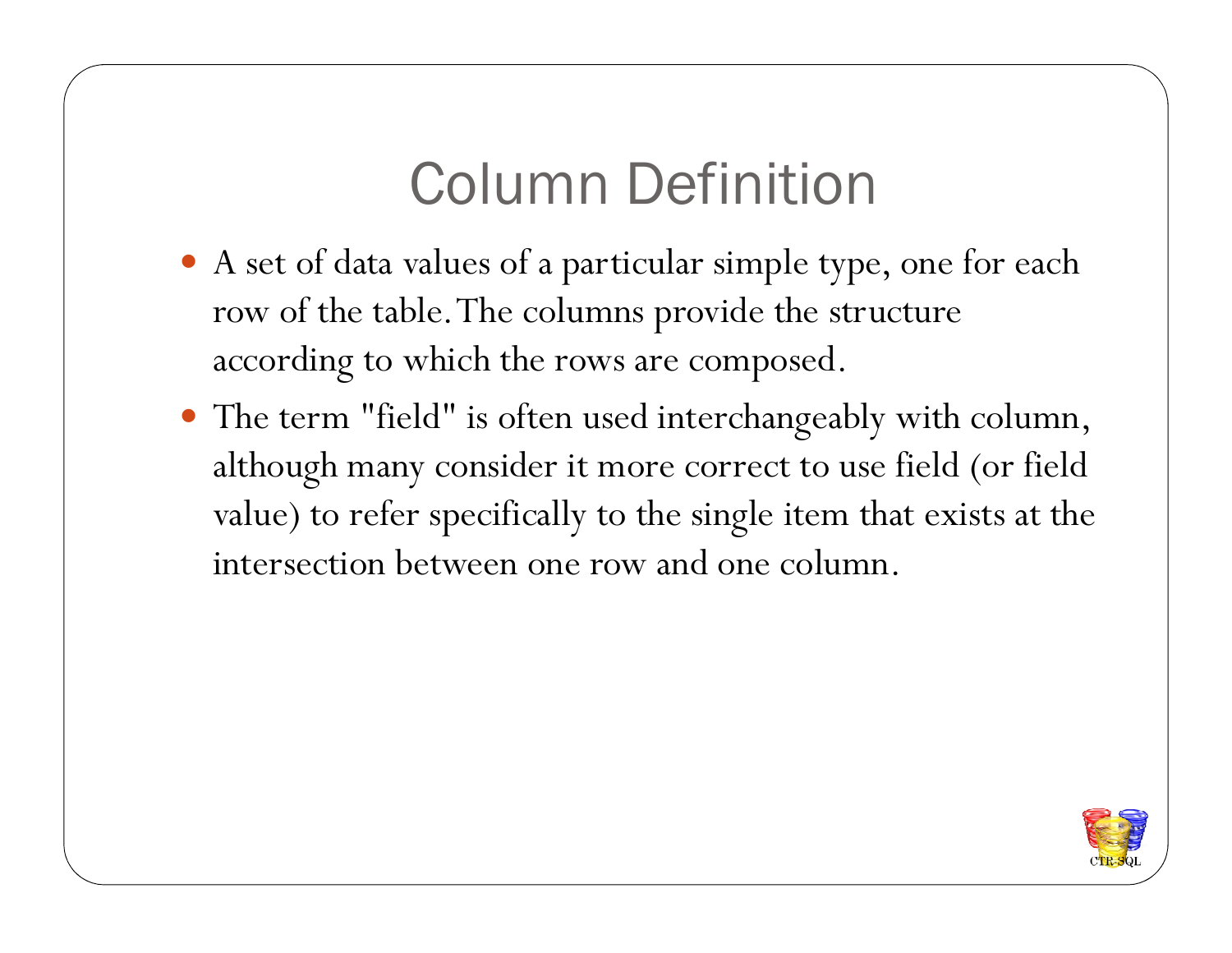# Column Definition

- A set of data values of a particular simple type, one for each row of the table. The columns provide the structure according to which the rows are composed.
- The term "field" is often used interchangeably with column, although many consider it more correct to use field (or field value) to refer specifically to the single item that exists at the intersection between one row and one column.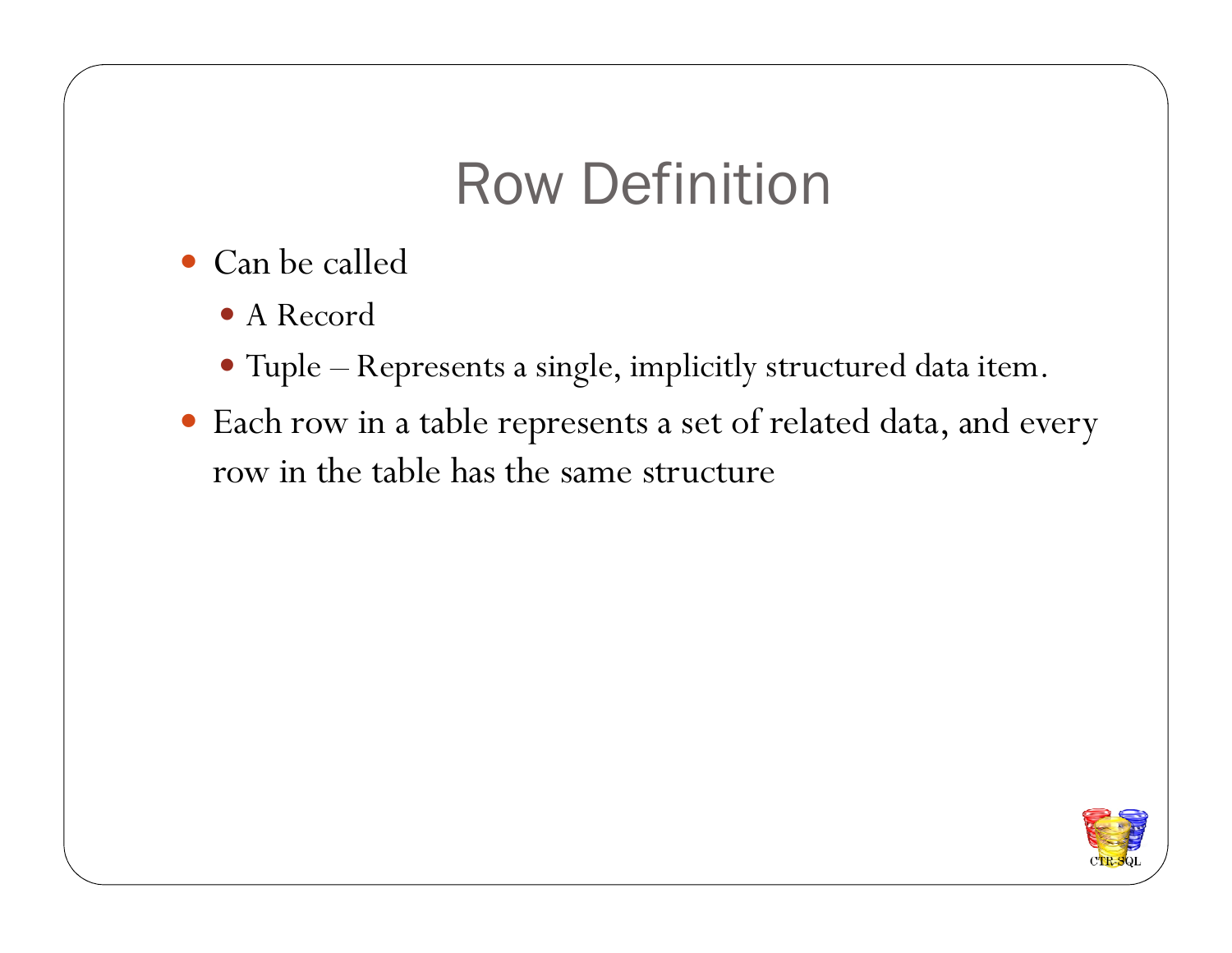# Row Definition

- Can be called
  - A Record
  - Tuple – Represents a single, implicitly structured data item.
- Each row in a table represents a set of related data, and every row in the table has the same structure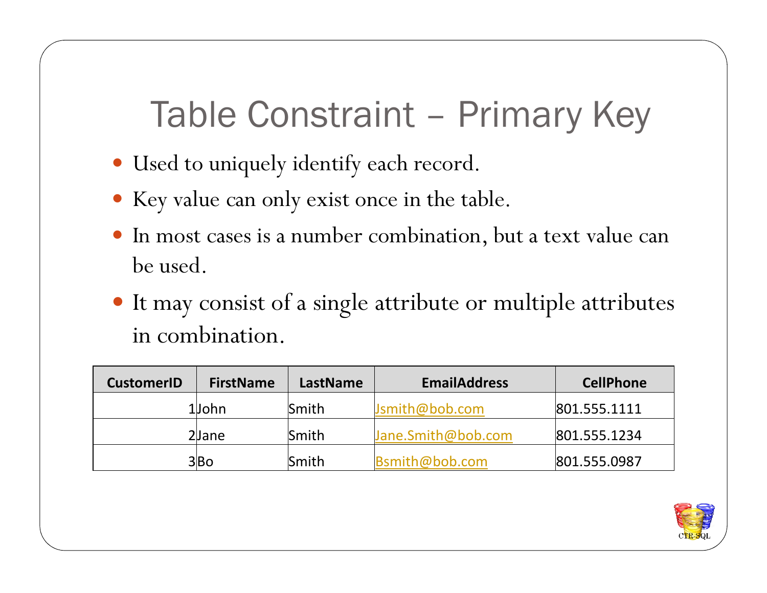# Table Constraint – Primary Key

- Used to uniquely identify each record.
- Key value can only exist once in the table.
- In most cases is a number combination, but a text value can be used.
- It may consist of a single attribute or multiple attributes in combination.

| CustomerID | FirstName | LastName | EmailAddress | CellPhone |
|---|---|---|---|---|
| 1 | John | Smith | Jsmith@bob.com | 801.555.1111 |
| 2 | Jane | Smith | Jane.Smith@bob.com | 801.555.1234 |
| 3 | Bo | Smith | Bsmith@bob.com | 801.555.0987 |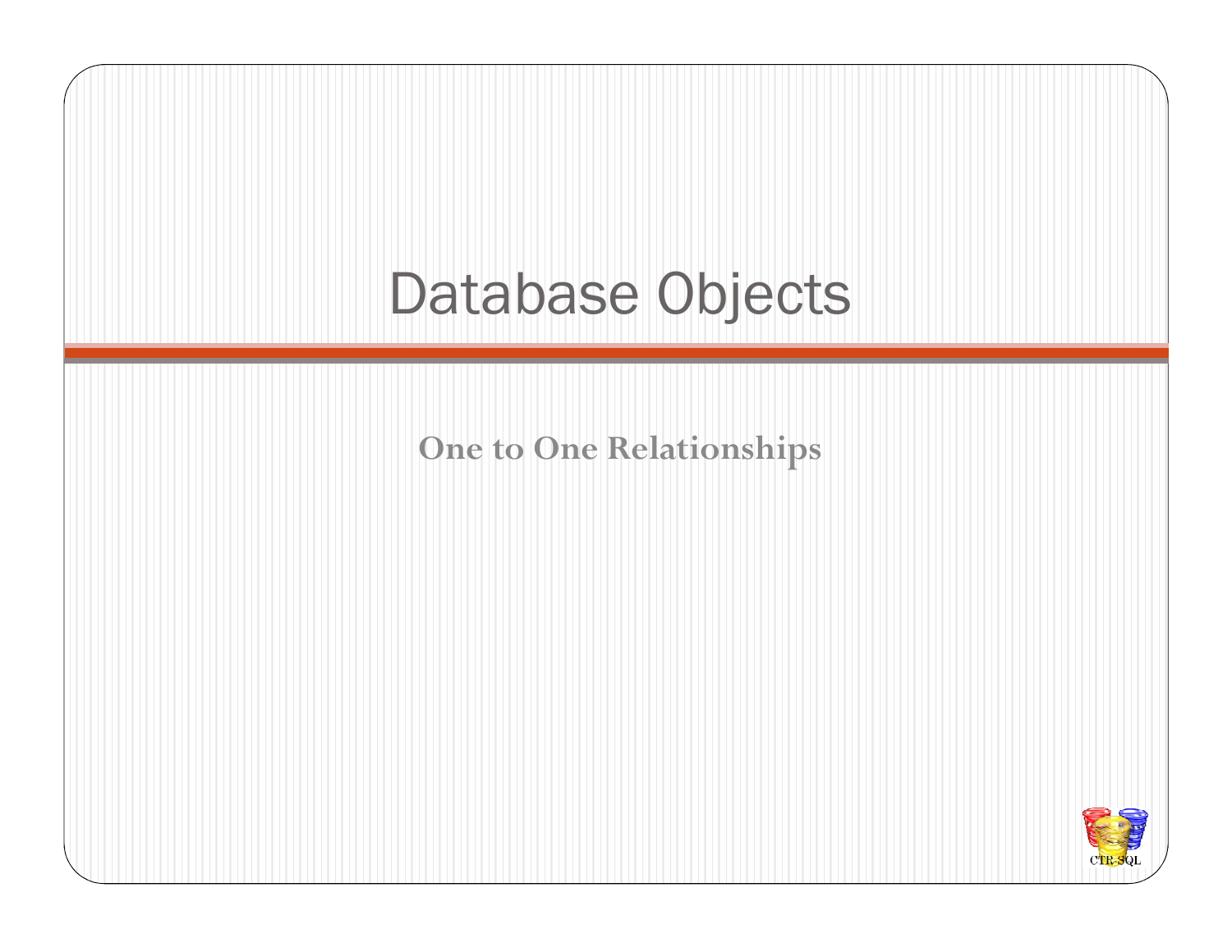# Database Objects

**One to One Relationships**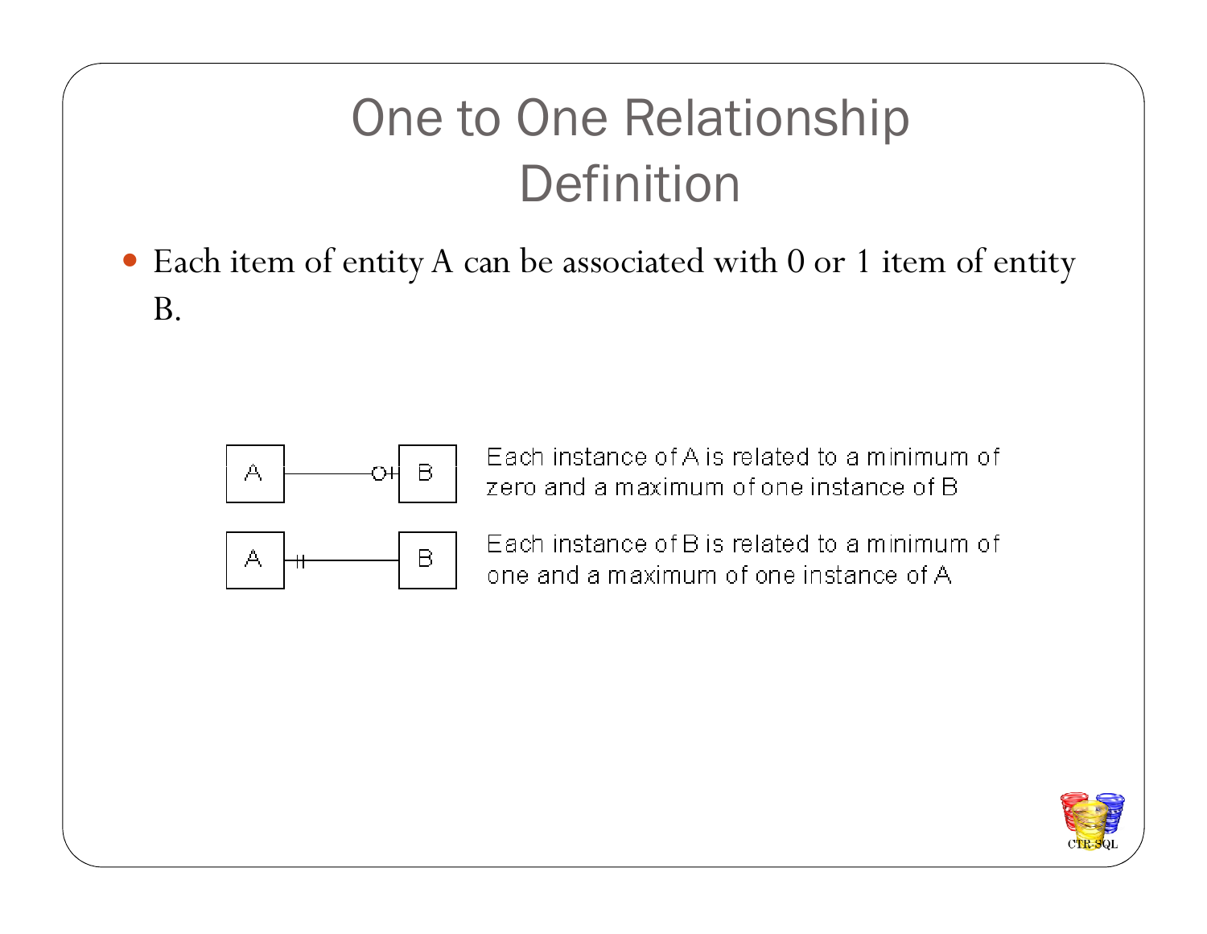# One to One Relationship Definition

- Each item of entity A can be associated with 0 or 1 item of entity B.

A ——O| B — Each instance of A is related to a minimum of zero and a maximum of one instance of B

A ||—— B — Each instance of B is related to a minimum of one and a maximum of one instance of A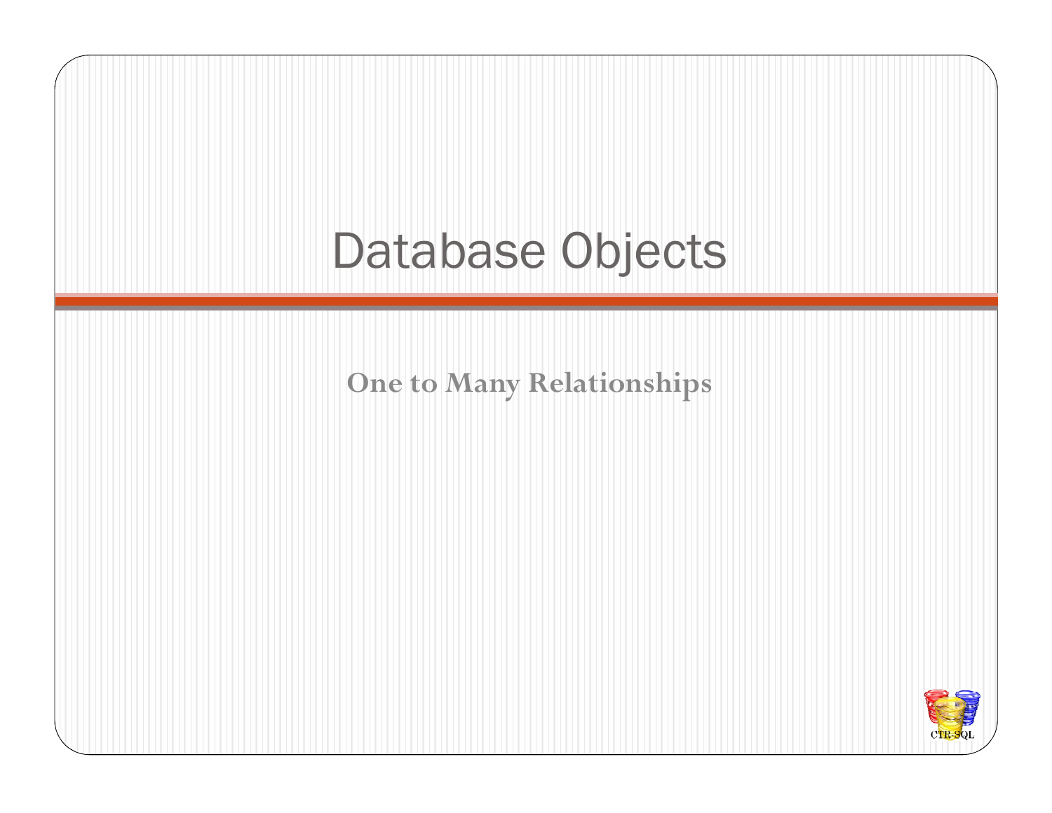# Database Objects

**One to Many Relationships**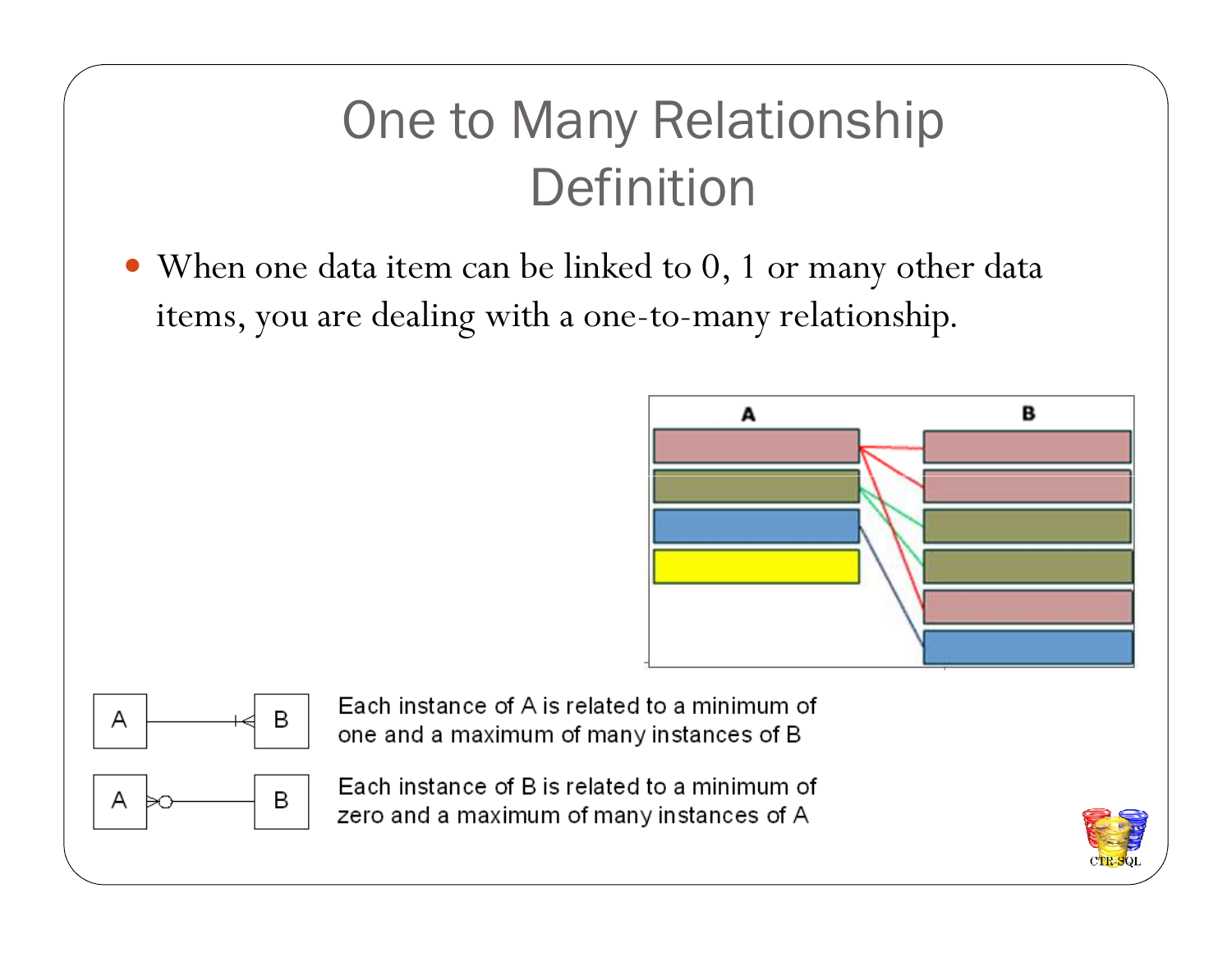# One to Many Relationship Definition

- When one data item can be linked to 0, 1 or many other data items, you are dealing with a one-to-many relationship.

Each instance of A is related to a minimum of one and a maximum of many instances of B

Each instance of B is related to a minimum of zero and a maximum of many instances of A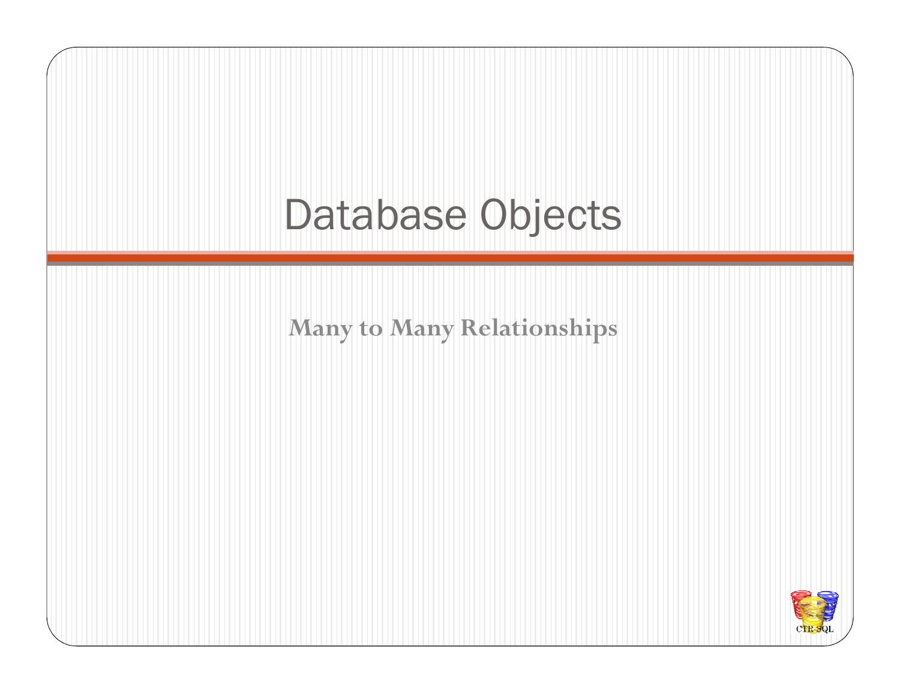# Database Objects

**Many to Many Relationships**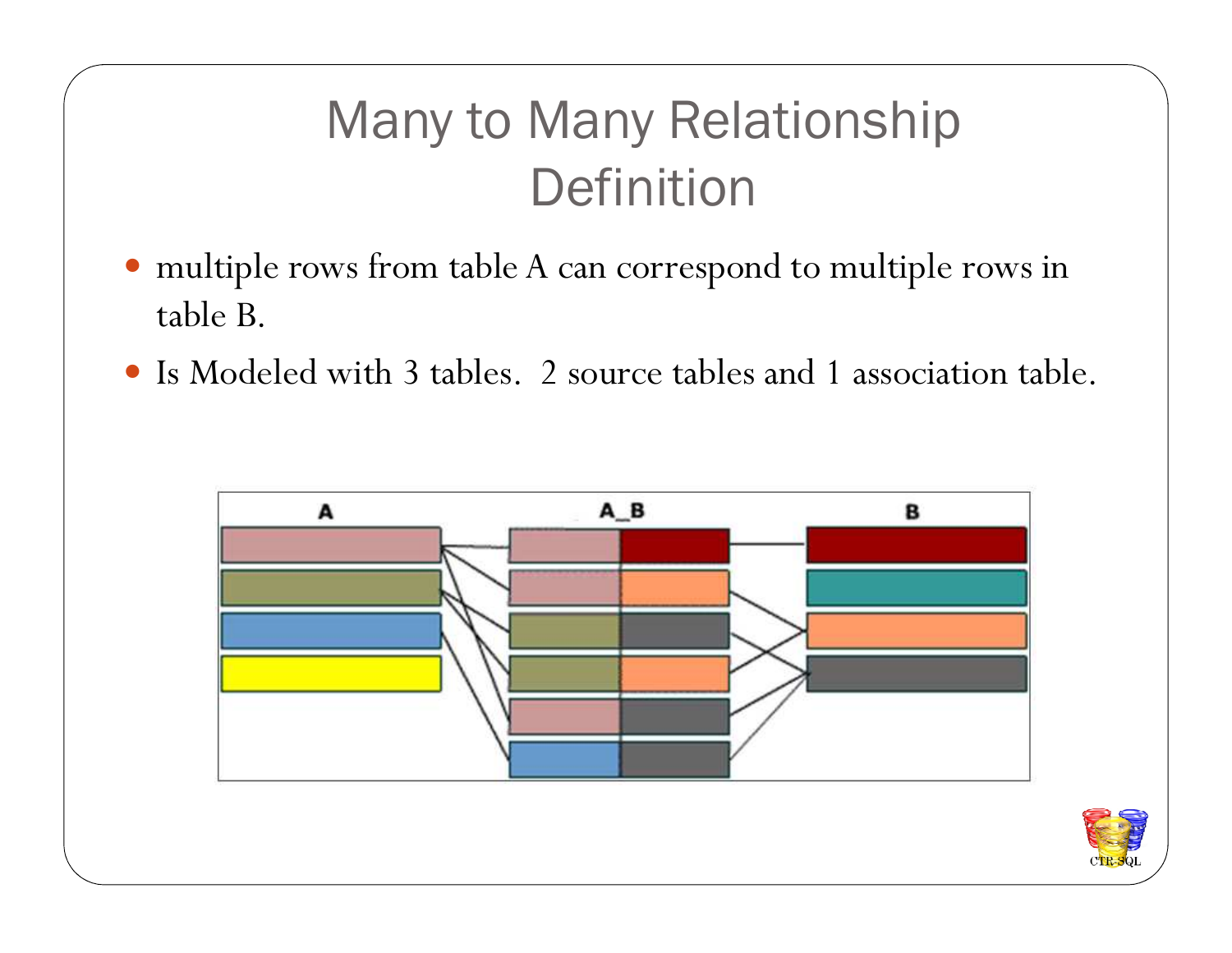# Many to Many Relationship Definition

- multiple rows from table A can correspond to multiple rows in table B.
- Is Modeled with 3 tables. 2 source tables and 1 association table.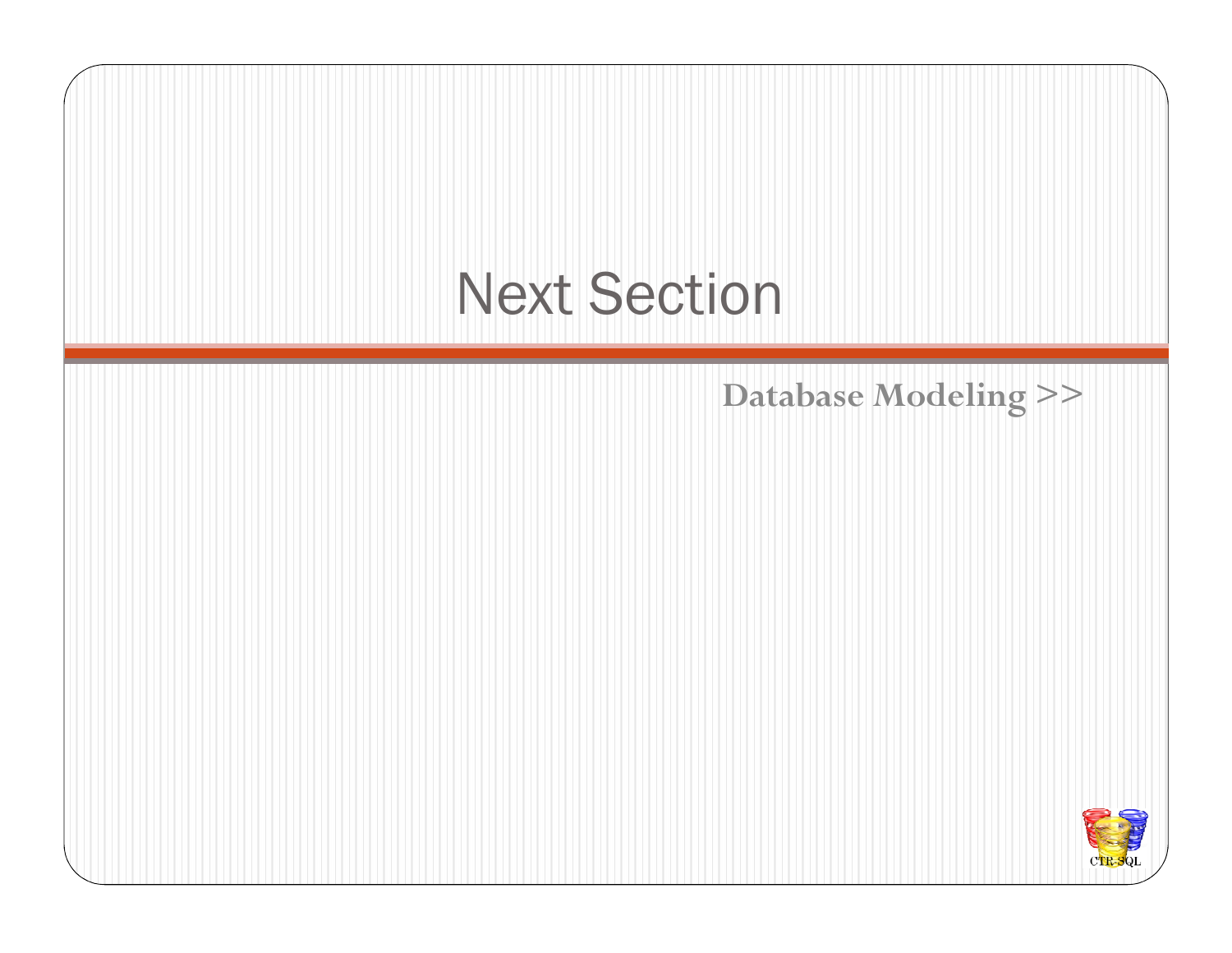# Next Section

**Database Modeling >>**